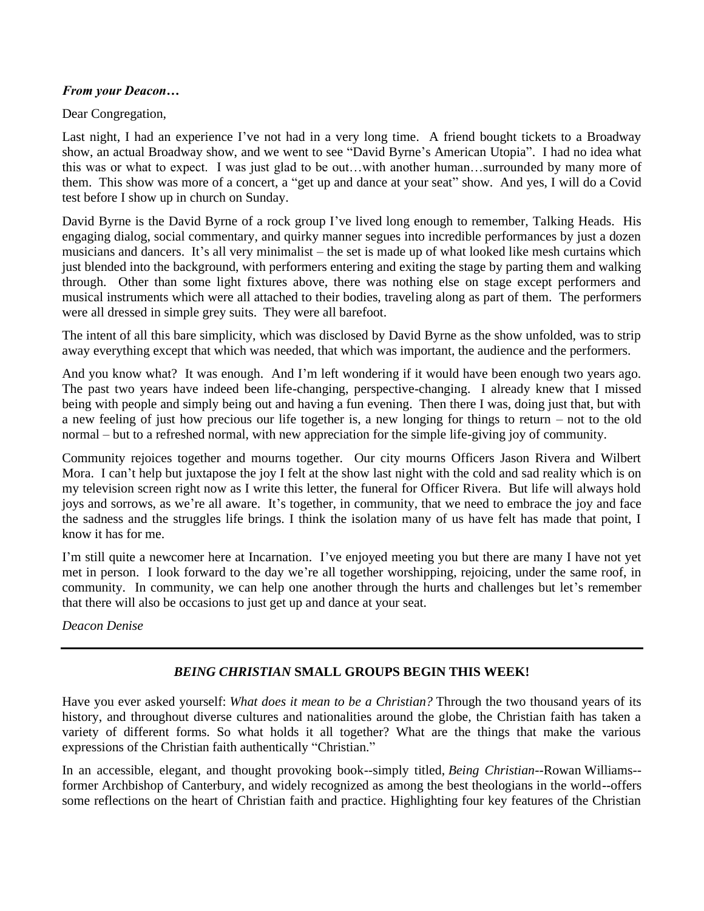***From your Deacon…***

Dear Congregation,

Last night, I had an experience I've not had in a very long time. A friend bought tickets to a Broadway show, an actual Broadway show, and we went to see "David Byrne's American Utopia". I had no idea what this was or what to expect. I was just glad to be out…with another human…surrounded by many more of them. This show was more of a concert, a "get up and dance at your seat" show. And yes, I will do a Covid test before I show up in church on Sunday.

David Byrne is the David Byrne of a rock group I've lived long enough to remember, Talking Heads. His engaging dialog, social commentary, and quirky manner segues into incredible performances by just a dozen musicians and dancers. It's all very minimalist – the set is made up of what looked like mesh curtains which just blended into the background, with performers entering and exiting the stage by parting them and walking through. Other than some light fixtures above, there was nothing else on stage except performers and musical instruments which were all attached to their bodies, traveling along as part of them. The performers were all dressed in simple grey suits. They were all barefoot.

The intent of all this bare simplicity, which was disclosed by David Byrne as the show unfolded, was to strip away everything except that which was needed, that which was important, the audience and the performers.

And you know what? It was enough. And I'm left wondering if it would have been enough two years ago. The past two years have indeed been life-changing, perspective-changing. I already knew that I missed being with people and simply being out and having a fun evening. Then there I was, doing just that, but with a new feeling of just how precious our life together is, a new longing for things to return – not to the old normal – but to a refreshed normal, with new appreciation for the simple life-giving joy of community.

Community rejoices together and mourns together. Our city mourns Officers Jason Rivera and Wilbert Mora. I can't help but juxtapose the joy I felt at the show last night with the cold and sad reality which is on my television screen right now as I write this letter, the funeral for Officer Rivera. But life will always hold joys and sorrows, as we're all aware. It's together, in community, that we need to embrace the joy and face the sadness and the struggles life brings. I think the isolation many of us have felt has made that point, I know it has for me.

I'm still quite a newcomer here at Incarnation. I've enjoyed meeting you but there are many I have not yet met in person. I look forward to the day we're all together worshipping, rejoicing, under the same roof, in community. In community, we can help one another through the hurts and challenges but let's remember that there will also be occasions to just get up and dance at your seat.

*Deacon Denise*

---

## ***BEING CHRISTIAN*** **SMALL GROUPS BEGIN THIS WEEK!**

Have you ever asked yourself: *What does it mean to be a Christian?* Through the two thousand years of its history, and throughout diverse cultures and nationalities around the globe, the Christian faith has taken a variety of different forms. So what holds it all together? What are the things that make the various expressions of the Christian faith authentically "Christian."

In an accessible, elegant, and thought provoking book--simply titled, *Being Christian*--Rowan Williams--former Archbishop of Canterbury, and widely recognized as among the best theologians in the world--offers some reflections on the heart of Christian faith and practice. Highlighting four key features of the Christian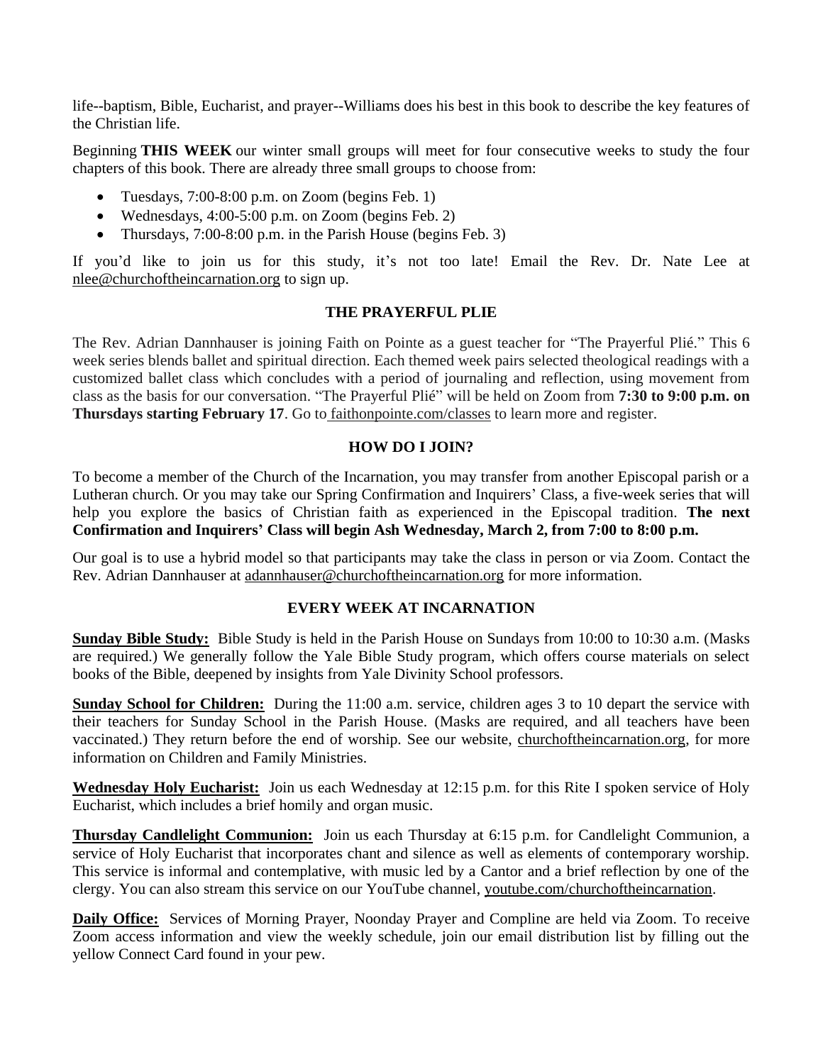life--baptism, Bible, Eucharist, and prayer--Williams does his best in this book to describe the key features of the Christian life.

Beginning **THIS WEEK** our winter small groups will meet for four consecutive weeks to study the four chapters of this book. There are already three small groups to choose from:

- Tuesdays, 7:00-8:00 p.m. on Zoom (begins Feb. 1)
- Wednesdays, 4:00-5:00 p.m. on Zoom (begins Feb. 2)
- Thursdays, 7:00-8:00 p.m. in the Parish House (begins Feb. 3)

If you'd like to join us for this study, it's not too late! Email the Rev. Dr. Nate Lee at nlee@churchoftheincarnation.org to sign up.

## THE PRAYERFUL PLIE

The Rev. Adrian Dannhauser is joining Faith on Pointe as a guest teacher for "The Prayerful Plié." This 6 week series blends ballet and spiritual direction. Each themed week pairs selected theological readings with a customized ballet class which concludes with a period of journaling and reflection, using movement from class as the basis for our conversation. "The Prayerful Plié" will be held on Zoom from **7:30 to 9:00 p.m. on Thursdays starting February 17**. Go to faithonpointe.com/classes to learn more and register.

## HOW DO I JOIN?

To become a member of the Church of the Incarnation, you may transfer from another Episcopal parish or a Lutheran church. Or you may take our Spring Confirmation and Inquirers' Class, a five-week series that will help you explore the basics of Christian faith as experienced in the Episcopal tradition. **The next Confirmation and Inquirers' Class will begin Ash Wednesday, March 2, from 7:00 to 8:00 p.m.**

Our goal is to use a hybrid model so that participants may take the class in person or via Zoom. Contact the Rev. Adrian Dannhauser at adannhauser@churchoftheincarnation.org for more information.

## EVERY WEEK AT INCARNATION

**Sunday Bible Study:** Bible Study is held in the Parish House on Sundays from 10:00 to 10:30 a.m. (Masks are required.) We generally follow the Yale Bible Study program, which offers course materials on select books of the Bible, deepened by insights from Yale Divinity School professors.

**Sunday School for Children:** During the 11:00 a.m. service, children ages 3 to 10 depart the service with their teachers for Sunday School in the Parish House. (Masks are required, and all teachers have been vaccinated.) They return before the end of worship. See our website, churchoftheincarnation.org, for more information on Children and Family Ministries.

**Wednesday Holy Eucharist:** Join us each Wednesday at 12:15 p.m. for this Rite I spoken service of Holy Eucharist, which includes a brief homily and organ music.

**Thursday Candlelight Communion:** Join us each Thursday at 6:15 p.m. for Candlelight Communion, a service of Holy Eucharist that incorporates chant and silence as well as elements of contemporary worship. This service is informal and contemplative, with music led by a Cantor and a brief reflection by one of the clergy. You can also stream this service on our YouTube channel, youtube.com/churchoftheincarnation.

**Daily Office:** Services of Morning Prayer, Noonday Prayer and Compline are held via Zoom. To receive Zoom access information and view the weekly schedule, join our email distribution list by filling out the yellow Connect Card found in your pew.